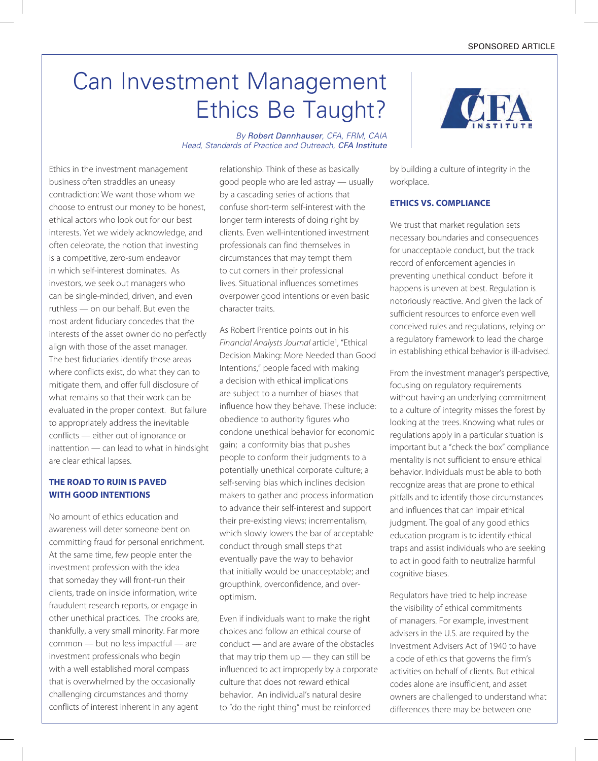SPONSORED ARTICLE

# Can Investment Management Ethics Be Taught?

*By **Robert Dannhauser**, CFA, FRM, CAIA*
*Head, Standards of Practice and Outreach, CFA Institute*

Ethics in the investment management business often straddles an uneasy contradiction: We want those whom we choose to entrust our money to be honest, ethical actors who look out for our best interests. Yet we widely acknowledge, and often celebrate, the notion that investing is a competitive, zero-sum endeavor in which self-interest dominates. As investors, we seek out managers who can be single-minded, driven, and even ruthless — on our behalf. But even the most ardent fiduciary concedes that the interests of the asset owner do no perfectly align with those of the asset manager. The best fiduciaries identify those areas where conflicts exist, do what they can to mitigate them, and offer full disclosure of what remains so that their work can be evaluated in the proper context. But failure to appropriately address the inevitable conflicts — either out of ignorance or inattention — can lead to what in hindsight are clear ethical lapses.

## THE ROAD TO RUIN IS PAVED WITH GOOD INTENTIONS

No amount of ethics education and awareness will deter someone bent on committing fraud for personal enrichment. At the same time, few people enter the investment profession with the idea that someday they will front-run their clients, trade on inside information, write fraudulent research reports, or engage in other unethical practices. The crooks are, thankfully, a very small minority. Far more common — but no less impactful — are investment professionals who begin with a well established moral compass that is overwhelmed by the occasionally challenging circumstances and thorny conflicts of interest inherent in any agent relationship. Think of these as basically good people who are led astray — usually by a cascading series of actions that confuse short-term self-interest with the longer term interests of doing right by clients. Even well-intentioned investment professionals can find themselves in circumstances that may tempt them to cut corners in their professional lives. Situational influences sometimes overpower good intentions or even basic character traits.

As Robert Prentice points out in his *Financial Analysts Journal* article[1], "Ethical Decision Making: More Needed than Good Intentions," people faced with making a decision with ethical implications are subject to a number of biases that influence how they behave. These include: obedience to authority figures who condone unethical behavior for economic gain; a conformity bias that pushes people to conform their judgments to a potentially unethical corporate culture; a self-serving bias which inclines decision makers to gather and process information to advance their self-interest and support their pre-existing views; incrementalism, which slowly lowers the bar of acceptable conduct through small steps that eventually pave the way to behavior that initially would be unacceptable; and groupthink, overconfidence, and over-optimism.

Even if individuals want to make the right choices and follow an ethical course of conduct — and are aware of the obstacles that may trip them up — they can still be influenced to act improperly by a corporate culture that does not reward ethical behavior. An individual's natural desire to "do the right thing" must be reinforced by building a culture of integrity in the workplace.

## ETHICS VS. COMPLIANCE

We trust that market regulation sets necessary boundaries and consequences for unacceptable conduct, but the track record of enforcement agencies in preventing unethical conduct before it happens is uneven at best. Regulation is notoriously reactive. And given the lack of sufficient resources to enforce even well conceived rules and regulations, relying on a regulatory framework to lead the charge in establishing ethical behavior is ill-advised.

From the investment manager's perspective, focusing on regulatory requirements without having an underlying commitment to a culture of integrity misses the forest by looking at the trees. Knowing what rules or regulations apply in a particular situation is important but a "check the box" compliance mentality is not sufficient to ensure ethical behavior. Individuals must be able to both recognize areas that are prone to ethical pitfalls and to identify those circumstances and influences that can impair ethical judgment. The goal of any good ethics education program is to identify ethical traps and assist individuals who are seeking to act in good faith to neutralize harmful cognitive biases.

Regulators have tried to help increase the visibility of ethical commitments of managers. For example, investment advisers in the U.S. are required by the Investment Advisers Act of 1940 to have a code of ethics that governs the firm's activities on behalf of clients. But ethical codes alone are insufficient, and asset owners are challenged to understand what differences there may be between one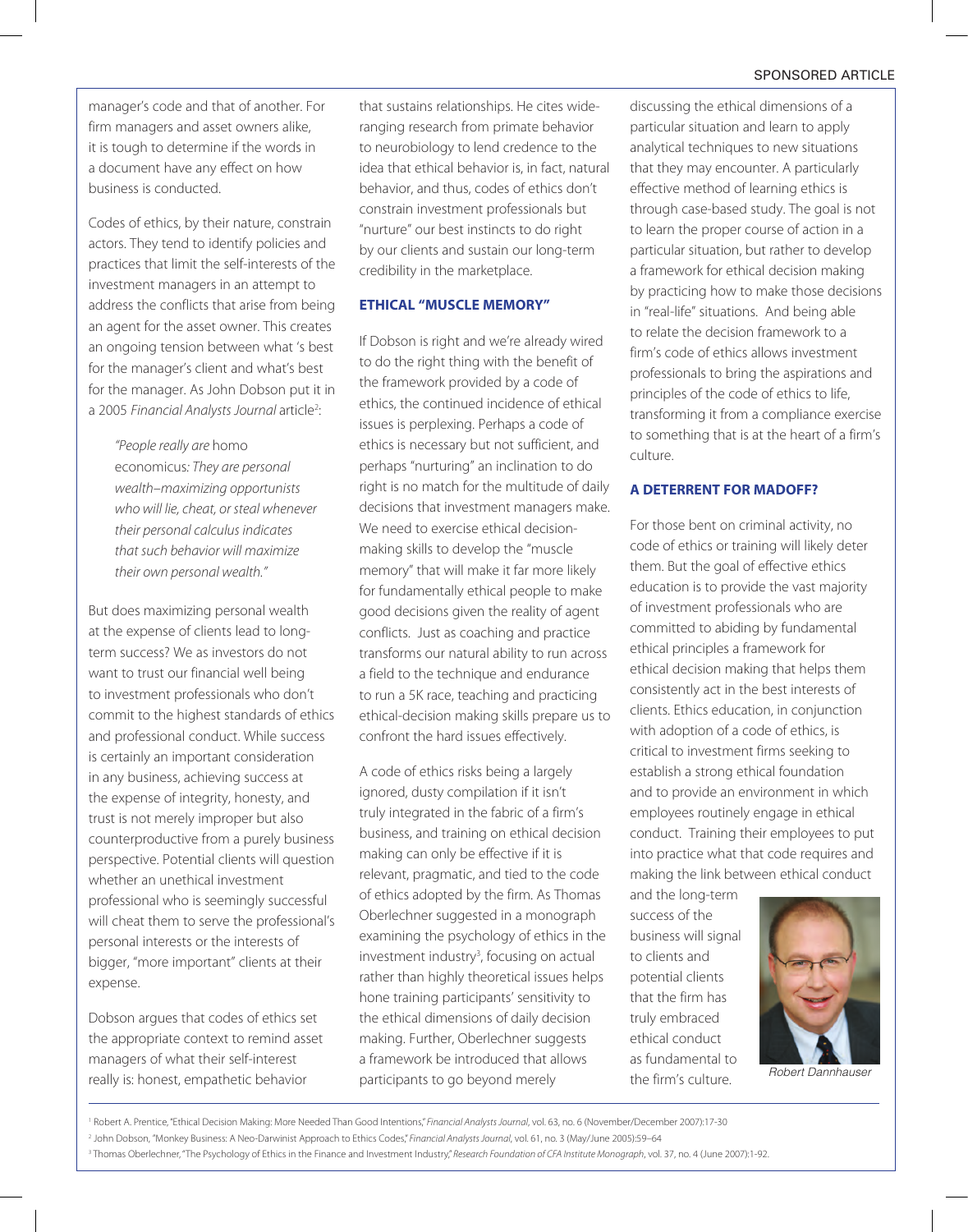manager's code and that of another. For firm managers and asset owners alike, it is tough to determine if the words in a document have any effect on how business is conducted.

Codes of ethics, by their nature, constrain actors. They tend to identify policies and practices that limit the self-interests of the investment managers in an attempt to address the conflicts that arise from being an agent for the asset owner. This creates an ongoing tension between what 's best for the manager's client and what's best for the manager. As John Dobson put it in a 2005 *Financial Analysts Journal* article[2]:

> *"People really are* homo economicus*: They are personal wealth–maximizing opportunists who will lie, cheat, or steal whenever their personal calculus indicates that such behavior will maximize their own personal wealth."*

But does maximizing personal wealth at the expense of clients lead to long-term success? We as investors do not want to trust our financial well being to investment professionals who don't commit to the highest standards of ethics and professional conduct. While success is certainly an important consideration in any business, achieving success at the expense of integrity, honesty, and trust is not merely improper but also counterproductive from a purely business perspective. Potential clients will question whether an unethical investment professional who is seemingly successful will cheat them to serve the professional's personal interests or the interests of bigger, "more important" clients at their expense.

Dobson argues that codes of ethics set the appropriate context to remind asset managers of what their self-interest really is: honest, empathetic behavior that sustains relationships. He cites wide-ranging research from primate behavior to neurobiology to lend credence to the idea that ethical behavior is, in fact, natural behavior, and thus, codes of ethics don't constrain investment professionals but "nurture" our best instincts to do right by our clients and sustain our long-term credibility in the marketplace.

## ETHICAL "MUSCLE MEMORY"

If Dobson is right and we're already wired to do the right thing with the benefit of the framework provided by a code of ethics, the continued incidence of ethical issues is perplexing. Perhaps a code of ethics is necessary but not sufficient, and perhaps "nurturing" an inclination to do right is no match for the multitude of daily decisions that investment managers make. We need to exercise ethical decision-making skills to develop the "muscle memory" that will make it far more likely for fundamentally ethical people to make good decisions given the reality of agent conflicts. Just as coaching and practice transforms our natural ability to run across a field to the technique and endurance to run a 5K race, teaching and practicing ethical-decision making skills prepare us to confront the hard issues effectively.

A code of ethics risks being a largely ignored, dusty compilation if it isn't truly integrated in the fabric of a firm's business, and training on ethical decision making can only be effective if it is relevant, pragmatic, and tied to the code of ethics adopted by the firm. As Thomas Oberlechner suggested in a monograph examining the psychology of ethics in the investment industry[3], focusing on actual rather than highly theoretical issues helps hone training participants' sensitivity to the ethical dimensions of daily decision making. Further, Oberlechner suggests a framework be introduced that allows participants to go beyond merely discussing the ethical dimensions of a particular situation and learn to apply analytical techniques to new situations that they may encounter. A particularly effective method of learning ethics is through case-based study. The goal is not to learn the proper course of action in a particular situation, but rather to develop a framework for ethical decision making by practicing how to make those decisions in "real-life" situations. And being able to relate the decision framework to a firm's code of ethics allows investment professionals to bring the aspirations and principles of the code of ethics to life, transforming it from a compliance exercise to something that is at the heart of a firm's culture.

## A DETERRENT FOR MADOFF?

For those bent on criminal activity, no code of ethics or training will likely deter them. But the goal of effective ethics education is to provide the vast majority of investment professionals who are committed to abiding by fundamental ethical principles a framework for ethical decision making that helps them consistently act in the best interests of clients. Ethics education, in conjunction with adoption of a code of ethics, is critical to investment firms seeking to establish a strong ethical foundation and to provide an environment in which employees routinely engage in ethical conduct. Training their employees to put into practice what that code requires and making the link between ethical conduct and the long-term success of the business will signal to clients and potential clients that the firm has truly embraced ethical conduct as fundamental to the firm's culture.

*Robert Dannhauser*

---

[1] Robert A. Prentice, "Ethical Decision Making: More Needed Than Good Intentions," *Financial Analysts Journal*, vol. 63, no. 6 (November/December 2007):17-30

[2] John Dobson, "Monkey Business: A Neo-Darwinist Approach to Ethics Codes," *Financial Analysts Journal*, vol. 61, no. 3 (May/June 2005):59–64

[3] Thomas Oberlechner, "The Psychology of Ethics in the Finance and Investment Industry," *Research Foundation of CFA Institute Monograph*, vol. 37, no. 4 (June 2007):1-92.